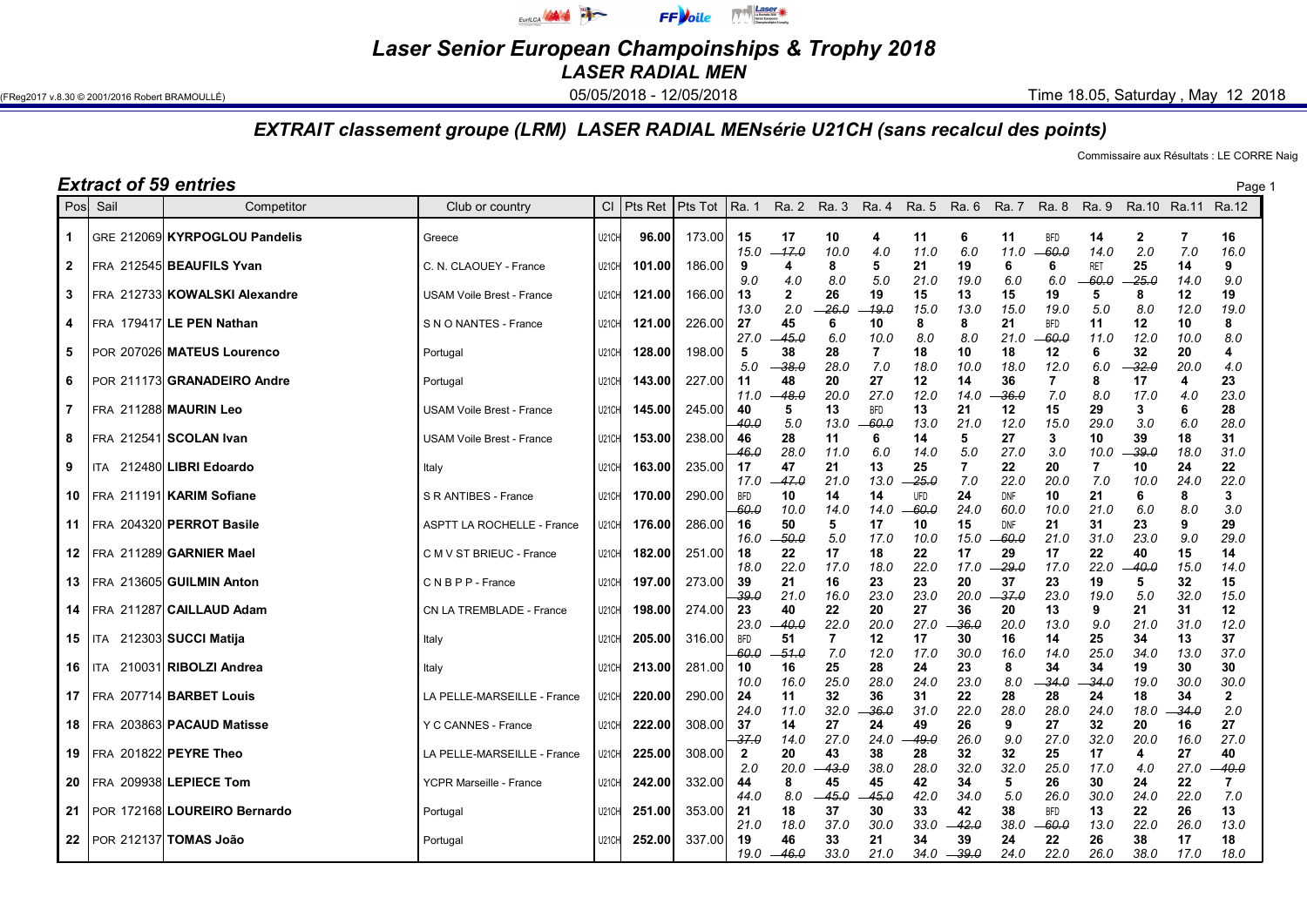# Laser Senior European Champoinships & Trophy 2018

## LASER RADIAL MEN

(FReg2017 v.8.30 © 2001/2016 Robert BRAMOULLÉ)

05/05/2018 - 12/05/2018

Time 18.05, Saturday , May 12 2018

### EXTRAIT classement groupe (LRM) LASER RADIAL MENsérie U21CH (sans recalcul des points)

Commissaire aux Résultats : LE CORRE Naig

**Extract of 59 entries**

| Pos | Sail | Competitor | Club or country | Cl | Pts Ret | Pts Tot | Ra. 1 | Ra. 2 | Ra. 3 | Ra. 4 | Ra. 5 | Ra. 6 | Ra. 7 | Ra. 8 | Ra. 9 | Ra.10 | Ra.11 | Ra.12 |
|---|---|---|---|---|---|---|---|---|---|---|---|---|---|---|---|---|---|---|
| 1 | GRE 212069 | **KYRPOGLOU Pandelis** | Greece | U21CH | 96.00 | 173.00 | 15 15.0 | 17 ~~17.0~~ | 10 10.0 | 4 4.0 | 11 11.0 | 6 6.0 | 11 11.0 | BFD ~~60.0~~ | 14 14.0 | 2 2.0 | 7 7.0 | 16 16.0 |
| 2 | FRA 212545 | **BEAUFILS Yvan** | C. N. CLAOUEY - France | U21CH | 101.00 | 186.00 | 9 9.0 | 4 4.0 | 8 8.0 | 5 5.0 | 21 21.0 | 19 19.0 | 6 6.0 | 6 6.0 | RET ~~60.0~~ | 25 ~~25.0~~ | 14 14.0 | 9 9.0 |
| 3 | FRA 212733 | **KOWALSKI Alexandre** | USAM Voile Brest - France | U21CH | 121.00 | 166.00 | 13 13.0 | 2 2.0 | 26 ~~26.0~~ | 19 ~~19.0~~ | 15 15.0 | 13 13.0 | 15 15.0 | 19 19.0 | 5 5.0 | 8 8.0 | 12 12.0 | 19 19.0 |
| 4 | FRA 179417 | **LE PEN Nathan** | S N O NANTES - France | U21CH | 121.00 | 226.00 | 27 27.0 | 45 ~~45.0~~ | 6 6.0 | 10 10.0 | 8 8.0 | 8 8.0 | 21 21.0 | BFD ~~60.0~~ | 11 11.0 | 12 12.0 | 10 10.0 | 8 8.0 |
| 5 | POR 207026 | **MATEUS Lourenco** | Portugal | U21CH | 128.00 | 198.00 | 5 5.0 | 38 ~~38.0~~ | 28 28.0 | 7 7.0 | 18 18.0 | 10 10.0 | 18 18.0 | 12 12.0 | 6 6.0 | 32 ~~32.0~~ | 20 20.0 | 4 4.0 |
| 6 | POR 211173 | **GRANADEIRO Andre** | Portugal | U21CH | 143.00 | 227.00 | 11 11.0 | 48 ~~48.0~~ | 20 20.0 | 27 27.0 | 12 12.0 | 14 14.0 | 36 ~~36.0~~ | 7 7.0 | 8 8.0 | 17 17.0 | 4 4.0 | 23 23.0 |
| 7 | FRA 211288 | **MAURIN Leo** | USAM Voile Brest - France | U21CH | 145.00 | 245.00 | 40 ~~40.0~~ | 5 5.0 | 13 13.0 | BFD ~~60.0~~ | 13 13.0 | 21 21.0 | 12 12.0 | 15 15.0 | 29 29.0 | 3 3.0 | 6 6.0 | 28 28.0 |
| 8 | FRA 212541 | **SCOLAN Ivan** | USAM Voile Brest - France | U21CH | 153.00 | 238.00 | 46 ~~46.0~~ | 28 28.0 | 11 11.0 | 6 6.0 | 14 14.0 | 5 5.0 | 27 27.0 | 3 3.0 | 10 10.0 | 39 ~~39.0~~ | 18 18.0 | 31 31.0 |
| 9 | ITA 212480 | **LIBRI Edoardo** | Italy | U21CH | 163.00 | 235.00 | 17 17.0 | 47 ~~47.0~~ | 21 21.0 | 13 13.0 | 25 ~~25.0~~ | 7 7.0 | 22 22.0 | 20 20.0 | 7 7.0 | 10 10.0 | 24 24.0 | 22 22.0 |
| 10 | FRA 211191 | **KARIM Sofiane** | S R ANTIBES - France | U21CH | 170.00 | 290.00 | BFD ~~60.0~~ | 10 10.0 | 14 14.0 | 14 14.0 | UFD ~~60.0~~ | 24 24.0 | DNF 60.0 | 10 10.0 | 21 21.0 | 6 6.0 | 8 8.0 | 3 3.0 |
| 11 | FRA 204320 | **PERROT Basile** | ASPTT LA ROCHELLE - France | U21CH | 176.00 | 286.00 | 16 16.0 | 50 ~~50.0~~ | 5 5.0 | 17 17.0 | 10 10.0 | 15 15.0 | DNF ~~60.0~~ | 21 21.0 | 31 31.0 | 23 23.0 | 9 9.0 | 29 29.0 |
| 12 | FRA 211289 | **GARNIER Mael** | C M V ST BRIEUC - France | U21CH | 182.00 | 251.00 | 18 18.0 | 22 22.0 | 17 17.0 | 18 18.0 | 22 22.0 | 17 17.0 | 29 ~~29.0~~ | 17 17.0 | 22 22.0 | 40 ~~40.0~~ | 15 15.0 | 14 14.0 |
| 13 | FRA 213605 | **GUILMIN Anton** | C N B P P - France | U21CH | 197.00 | 273.00 | 39 ~~39.0~~ | 21 21.0 | 16 16.0 | 23 23.0 | 23 23.0 | 20 20.0 | 37 ~~37.0~~ | 23 23.0 | 19 19.0 | 5 5.0 | 32 32.0 | 15 15.0 |
| 14 | FRA 211287 | **CAILLAUD Adam** | CN LA TREMBLADE - France | U21CH | 198.00 | 274.00 | 23 23.0 | 40 ~~40.0~~ | 22 22.0 | 20 20.0 | 27 27.0 | 36 ~~36.0~~ | 20 20.0 | 13 13.0 | 9 9.0 | 21 21.0 | 31 31.0 | 12 12.0 |
| 15 | ITA 212303 | **SUCCI Matija** | Italy | U21CH | 205.00 | 316.00 | BFD ~~60.0~~ | 51 ~~51.0~~ | 7 7.0 | 12 12.0 | 17 17.0 | 30 30.0 | 16 16.0 | 14 14.0 | 25 25.0 | 34 34.0 | 13 13.0 | 37 37.0 |
| 16 | ITA 210031 | **RIBOLZI Andrea** | Italy | U21CH | 213.00 | 281.00 | 10 10.0 | 16 16.0 | 25 25.0 | 28 28.0 | 24 24.0 | 23 23.0 | 8 8.0 | 34 ~~34.0~~ | 34 ~~34.0~~ | 19 19.0 | 30 30.0 | 30 30.0 |
| 17 | FRA 207714 | **BARBET Louis** | LA PELLE-MARSEILLE - France | U21CH | 220.00 | 290.00 | 24 24.0 | 11 11.0 | 32 32.0 | 36 ~~36.0~~ | 31 31.0 | 22 22.0 | 28 28.0 | 28 28.0 | 24 24.0 | 18 18.0 | 34 ~~34.0~~ | 2 2.0 |
| 18 | FRA 203863 | **PACAUD Matisse** | Y C CANNES - France | U21CH | 222.00 | 308.00 | 37 ~~37.0~~ | 14 14.0 | 27 27.0 | 24 24.0 | 49 ~~49.0~~ | 26 26.0 | 9 9.0 | 27 27.0 | 32 32.0 | 20 20.0 | 16 16.0 | 27 27.0 |
| 19 | FRA 201822 | **PEYRE Theo** | LA PELLE-MARSEILLE - France | U21CH | 225.00 | 308.00 | 2 2.0 | 20 20.0 | 43 ~~43.0~~ | 38 38.0 | 28 28.0 | 32 32.0 | 32 32.0 | 25 25.0 | 17 17.0 | 4 4.0 | 27 27.0 | 40 ~~40.0~~ |
| 20 | FRA 209938 | **LEPIECE Tom** | YCPR Marseille - France | U21CH | 242.00 | 332.00 | 44 44.0 | 8 8.0 | 45 ~~45.0~~ | 45 ~~45.0~~ | 42 42.0 | 34 34.0 | 5 5.0 | 26 26.0 | 30 30.0 | 24 24.0 | 22 22.0 | 7 7.0 |
| 21 | POR 172168 | **LOUREIRO Bernardo** | Portugal | U21CH | 251.00 | 353.00 | 21 21.0 | 18 18.0 | 37 37.0 | 30 30.0 | 33 33.0 | 42 ~~42.0~~ | 38 38.0 | BFD ~~60.0~~ | 13 13.0 | 22 22.0 | 26 26.0 | 13 13.0 |
| 22 | POR 212137 | **TOMAS João** | Portugal | U21CH | 252.00 | 337.00 | 19 19.0 | 46 ~~46.0~~ | 33 33.0 | 21 21.0 | 34 34.0 | 39 ~~39.0~~ | 24 24.0 | 22 22.0 | 26 26.0 | 38 38.0 | 17 17.0 | 18 18.0 |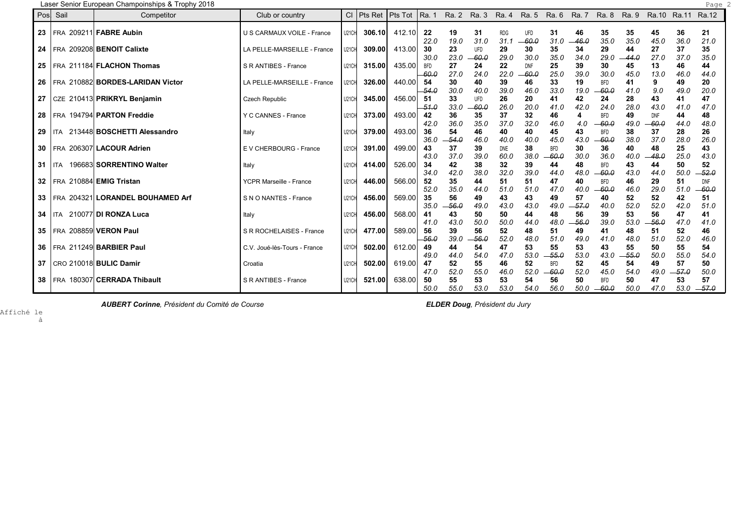Laser Senior European Championships & Trophy 2018

| Pos | Sail | Competitor | Club or country | Cl | Pts Ret | Pts Tot | Ra. 1 | Ra. 2 | Ra. 3 | Ra. 4 | Ra. 5 | Ra. 6 | Ra. 7 | Ra. 8 | Ra. 9 | Ra.10 | Ra.11 | Ra.12 |
|---|---|---|---|---|---|---|---|---|---|---|---|---|---|---|---|---|---|---|
| 23 | FRA 209211 | **FABRE Aubin** | U S CARMAUX VOILE - France | U21CH | **306.10** | 412.10 | **22** 22.0 | **19** 19.0 | **31** 31.0 | RDG 31.1 | UFD ~~60.0~~ | **31** 31.0 | **46** ~~46.0~~ | **35** 35.0 | **35** 35.0 | **45** 45.0 | **36** 36.0 | **21** 21.0 |
| 24 | FRA 209208 | **BENOIT Calixte** | LA PELLE-MARSEILLE - France | U21CH | **309.00** | 413.00 | **30** 30.0 | **23** 23.0 | UFD ~~60.0~~ | **29** 29.0 | **30** 30.0 | **35** 35.0 | **34** 34.0 | **29** 29.0 | **44** ~~44.0~~ | **27** 27.0 | **37** 37.0 | **35** 35.0 |
| 25 | FRA 211184 | **FLACHON Thomas** | S R ANTIBES - France | U21CH | **315.00** | 435.00 | BFD ~~60.0~~ | **27** 27.0 | **24** 24.0 | **22** 22.0 | DNF ~~60.0~~ | **25** 25.0 | **39** 39.0 | **30** 30.0 | **45** 45.0 | **13** 13.0 | **46** 46.0 | **44** 44.0 |
| 26 | FRA 210882 | **BORDES-LARIDAN Victor** | LA PELLE-MARSEILLE - France | U21CH | **326.00** | 440.00 | **54** ~~54.0~~ | **30** 30.0 | **40** 40.0 | **39** 39.0 | **46** 46.0 | **33** 33.0 | **19** 19.0 | BFD ~~60.0~~ | **41** 41.0 | **9** 9.0 | **49** 49.0 | **20** 20.0 |
| 27 | CZE 210413 | **PRIKRYL Benjamin** | Czech Republic | U21CH | **345.00** | 456.00 | **51** ~~51.0~~ | **33** 33.0 | UFD ~~60.0~~ | **26** 26.0 | **20** 20.0 | **41** 41.0 | **42** 42.0 | **24** 24.0 | **28** 28.0 | **43** 43.0 | **41** 41.0 | **47** 47.0 |
| 28 | FRA 194794 | **PARTON Freddie** | Y C CANNES - France | U21CH | **373.00** | 493.00 | **42** 42.0 | **36** 36.0 | **35** 35.0 | **37** 37.0 | **32** 32.0 | **46** 46.0 | **4** 4.0 | BFD ~~60.0~~ | **49** 49.0 | DNF ~~60.0~~ | **44** 44.0 | **48** 48.0 |
| 29 | ITA 213448 | **BOSCHETTI Alessandro** | Italy | U21CH | **379.00** | 493.00 | **36** 36.0 | **54** ~~54.0~~ | **46** 46.0 | **40** 40.0 | **40** 40.0 | **45** 45.0 | **43** 43.0 | BFD ~~60.0~~ | **38** 38.0 | **37** 37.0 | **28** 28.0 | **26** 26.0 |
| 30 | FRA 206307 | **LACOUR Adrien** | E V CHERBOURG - France | U21CH | **391.00** | 499.00 | **43** 43.0 | **37** 37.0 | **39** 39.0 | DNE 60.0 | **38** 38.0 | BFD ~~60.0~~ | **30** 30.0 | **36** 36.0 | **40** 40.0 | **48** ~~48.0~~ | **25** 25.0 | **43** 43.0 |
| 31 | ITA 196683 | **SORRENTINO Walter** | Italy | U21CH | **414.00** | 526.00 | **34** 34.0 | **42** 42.0 | **38** 38.0 | **32** 32.0 | **39** 39.0 | **44** 44.0 | **48** 48.0 | BFD ~~60.0~~ | **43** 43.0 | **44** 44.0 | **50** 50.0 | **52** ~~52.0~~ |
| 32 | FRA 210884 | **EMIG Tristan** | YCPR Marseille - France | U21CH | **446.00** | 566.00 | **52** 52.0 | **35** 35.0 | **44** 44.0 | **51** 51.0 | **51** 51.0 | **47** 47.0 | **40** 40.0 | BFD ~~60.0~~ | **46** 46.0 | **29** 29.0 | **51** 51.0 | DNF ~~60.0~~ |
| 33 | FRA 204321 | **LORANDEL BOUHAMED Arf** | S N O NANTES - France | U21CH | **456.00** | 569.00 | **35** 35.0 | **56** ~~56.0~~ | **49** 49.0 | **43** 43.0 | **43** 43.0 | **49** 49.0 | **57** ~~57.0~~ | **40** 40.0 | **52** 52.0 | **52** 52.0 | **42** 42.0 | **51** 51.0 |
| 34 | ITA 210077 | **DI RONZA Luca** | Italy | U21CH | **456.00** | 568.00 | **41** 41.0 | **43** 43.0 | **50** 50.0 | **50** 50.0 | **44** 44.0 | **48** 48.0 | **56** ~~56.0~~ | **39** 39.0 | **53** 53.0 | **56** ~~56.0~~ | **47** 47.0 | **41** 41.0 |
| 35 | FRA 208859 | **VERON Paul** | S R ROCHELAISES - France | U21CH | **477.00** | 589.00 | **56** ~~56.0~~ | **39** 39.0 | **56** ~~56.0~~ | **52** 52.0 | **48** 48.0 | **51** 51.0 | **49** 49.0 | **41** 41.0 | **48** 48.0 | **51** 51.0 | **52** 52.0 | **46** 46.0 |
| 36 | FRA 211249 | **BARBIER Paul** | C.V. Joué-lès-Tours - France | U21CH | **502.00** | 612.00 | **49** 49.0 | **44** 44.0 | **54** 54.0 | **47** 47.0 | **53** 53.0 | **55** ~~55.0~~ | **53** 53.0 | **43** 43.0 | **55** ~~55.0~~ | **50** 50.0 | **55** 55.0 | **54** 54.0 |
| 37 | CRO 210018 | **BULIC Damir** | Croatia | U21CH | **502.00** | 619.00 | **47** 47.0 | **52** 52.0 | **55** 55.0 | **46** 46.0 | **52** 52.0 | BFD ~~60.0~~ | **52** 52.0 | **45** 45.0 | **54** 54.0 | **49** 49.0 | **57** ~~57.0~~ | **50** 50.0 |
| 38 | FRA 180307 | **CERRADA Thibault** | S R ANTIBES - France | U21CH | **521.00** | 638.00 | **50** 50.0 | **55** 55.0 | **53** 53.0 | **53** 53.0 | **54** 54.0 | **56** 56.0 | **50** 50.0 | BFD ~~60.0~~ | **50** 50.0 | **47** 47.0 | **53** 53.0 | **57** ~~57.0~~ |

***AUBERT Corinne**, Président du Comité de Course*

***ELDER Doug**, Président du Jury*

Affiché le
à